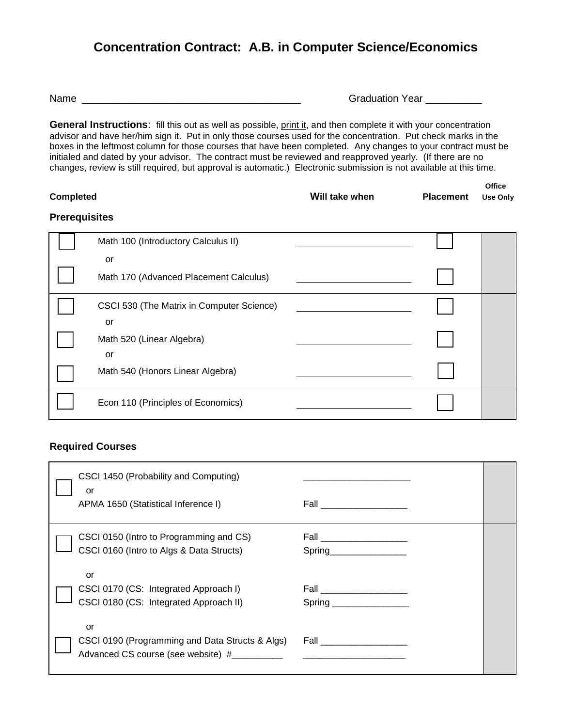# Concentration Contract: A.B. in Computer Science/Economics

Name ______________________________________ Graduation Year __________

**General Instructions**: fill this out as well as possible, print it, and then complete it with your concentration advisor and have her/him sign it. Put in only those courses used for the concentration. Put check marks in the boxes in the leftmost column for those courses that have been completed. Any changes to your contract must be initialed and dated by your advisor. The contract must be reviewed and reapproved yearly. (If there are no changes, review is still required, but approval is automatic.) Electronic submission is not available at this time.

### Prerequisites

| Completed | Course | Will take when | Placement | Office Use Only |
|---|---|---|---|---|
| ☐ | Math 100 (Introductory Calculus II) | ____________ | ☐ | |
| | or | | | |
| ☐ | Math 170 (Advanced Placement Calculus) | ____________ | ☐ | |
| ☐ | CSCI 530 (The Matrix in Computer Science) | ____________ | ☐ | |
| | or | | | |
| ☐ | Math 520 (Linear Algebra) | ____________ | ☐ | |
| | or | | | |
| ☐ | Math 540 (Honors Linear Algebra) | ____________ | ☐ | |
| ☐ | Econ 110 (Principles of Economics) | ____________ | ☐ | |

### Required Courses

| Completed | Course | Will take when | Office Use Only |
|---|---|---|---|
| ☐ | CSCI 1450 (Probability and Computing) | ____________ | |
| | or | | |
| | APMA 1650 (Statistical Inference I) | Fall ____________ | |
| ☐ | CSCI 0150 (Intro to Programming and CS) | Fall ____________ | |
| | CSCI 0160 (Intro to Algs & Data Structs) | Spring____________ | |
| | or | | |
| ☐ | CSCI 0170 (CS: Integrated Approach I) | Fall ____________ | |
| | CSCI 0180 (CS: Integrated Approach II) | Spring ____________ | |
| | or | | |
| ☐ | CSCI 0190 (Programming and Data Structs & Algs) | Fall ____________ | |
| | Advanced CS course (see website) #__________ | ____________ | |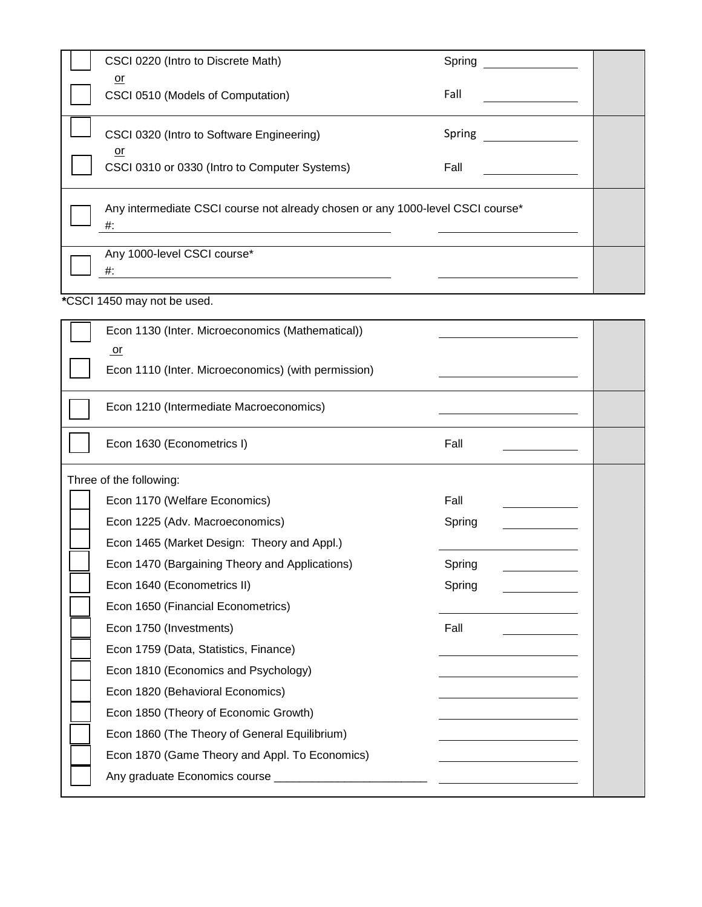| | Course | Term | Completed | |
|---|---|---|---|---|
| ☐ | CSCI 0220 (Intro to Discrete Math) | Spring | ______ | |
| | or | | | |
| ☐ | CSCI 0510 (Models of Computation) | Fall | ______ | |
| ☐ | CSCI 0320 (Intro to Software Engineering) | Spring | ______ | |
| | or | | | |
| ☐ | CSCI 0310 or 0330 (Intro to Computer Systems) | Fall | ______ | |
| ☐ | Any intermediate CSCI course not already chosen or any 1000-level CSCI course* #: ______ | | ______ | |
| ☐ | Any 1000-level CSCI course* #: ______ | | ______ | |

***CSCI 1450 may not be used.**

| | Course | Term | Completed | |
|---|---|---|---|---|
| ☐ | Econ 1130 (Inter. Microeconomics (Mathematical)) | | ______ | |
| | or | | | |
| ☐ | Econ 1110 (Inter. Microeconomics) (with permission) | | ______ | |
| ☐ | Econ 1210 (Intermediate Macroeconomics) | | ______ | |
| ☐ | Econ 1630 (Econometrics I) | Fall | ______ | |
| | Three of the following: | | | |
| ☐ | Econ 1170 (Welfare Economics) | Fall | ______ | |
| ☐ | Econ 1225 (Adv. Macroeconomics) | Spring | ______ | |
| ☐ | Econ 1465 (Market Design: Theory and Appl.) | | ______ | |
| ☐ | Econ 1470 (Bargaining Theory and Applications) | Spring | ______ | |
| ☐ | Econ 1640 (Econometrics II) | Spring | ______ | |
| ☐ | Econ 1650 (Financial Econometrics) | | ______ | |
| ☐ | Econ 1750 (Investments) | Fall | ______ | |
| ☐ | Econ 1759 (Data, Statistics, Finance) | | ______ | |
| ☐ | Econ 1810 (Economics and Psychology) | | ______ | |
| ☐ | Econ 1820 (Behavioral Economics) | | ______ | |
| ☐ | Econ 1850 (Theory of Economic Growth) | | ______ | |
| ☐ | Econ 1860 (The Theory of General Equilibrium) | | ______ | |
| ☐ | Econ 1870 (Game Theory and Appl. To Economics) | | ______ | |
| ☐ | Any graduate Economics course ______ | | ______ | |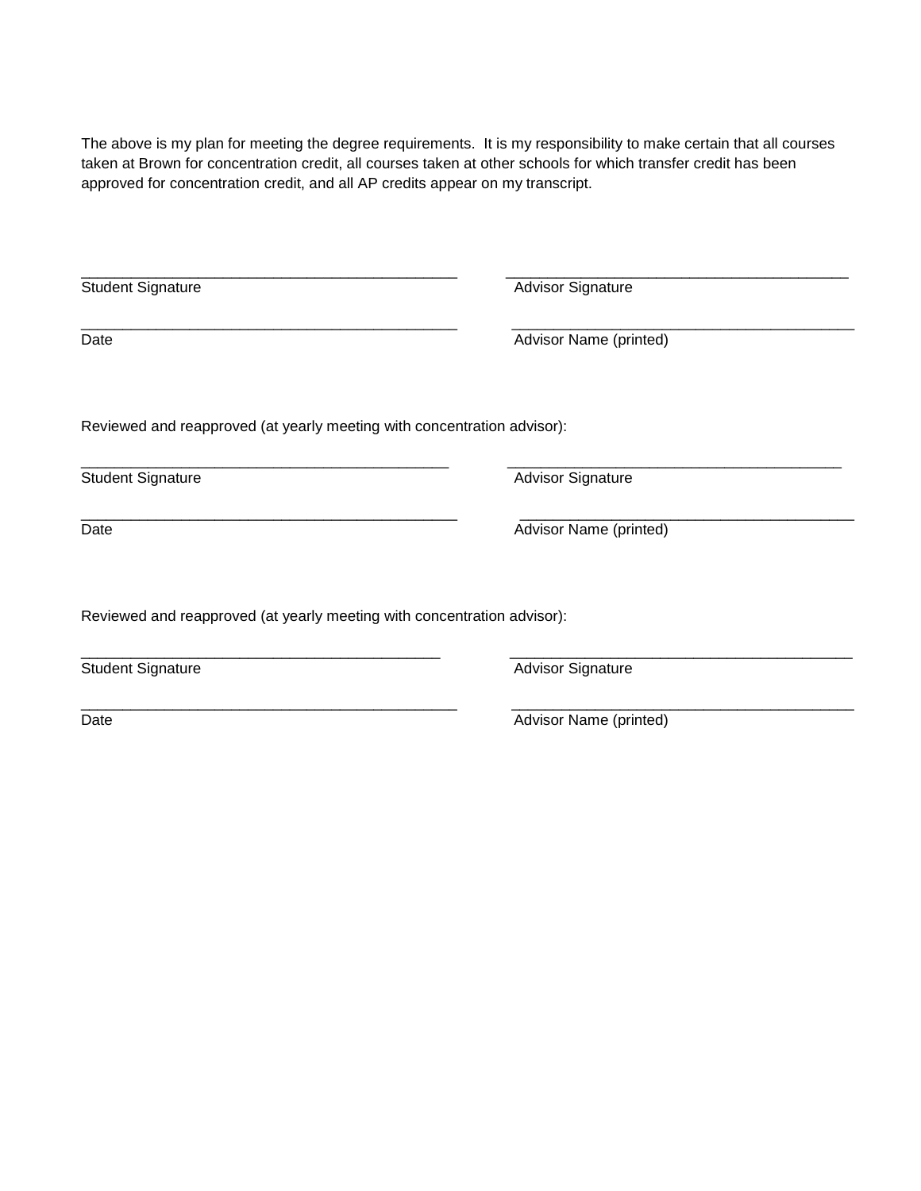The above is my plan for meeting the degree requirements. It is my responsibility to make certain that all courses taken at Brown for concentration credit, all courses taken at other schools for which transfer credit has been approved for concentration credit, and all AP credits appear on my transcript.

| | |
|---|---|
| _____________________________________________ | _____________________________________________ |
| Student Signature | Advisor Signature |
| _____________________________________________ | _____________________________________________ |
| Date | Advisor Name (printed) |

Reviewed and reapproved (at yearly meeting with concentration advisor):

| | |
|---|---|
| _____________________________________________ | _____________________________________________ |
| Student Signature | Advisor Signature |
| _____________________________________________ | _____________________________________________ |
| Date | Advisor Name (printed) |

Reviewed and reapproved (at yearly meeting with concentration advisor):

| | |
|---|---|
| _____________________________________________ | _____________________________________________ |
| Student Signature | Advisor Signature |
| _____________________________________________ | _____________________________________________ |
| Date | Advisor Name (printed) |